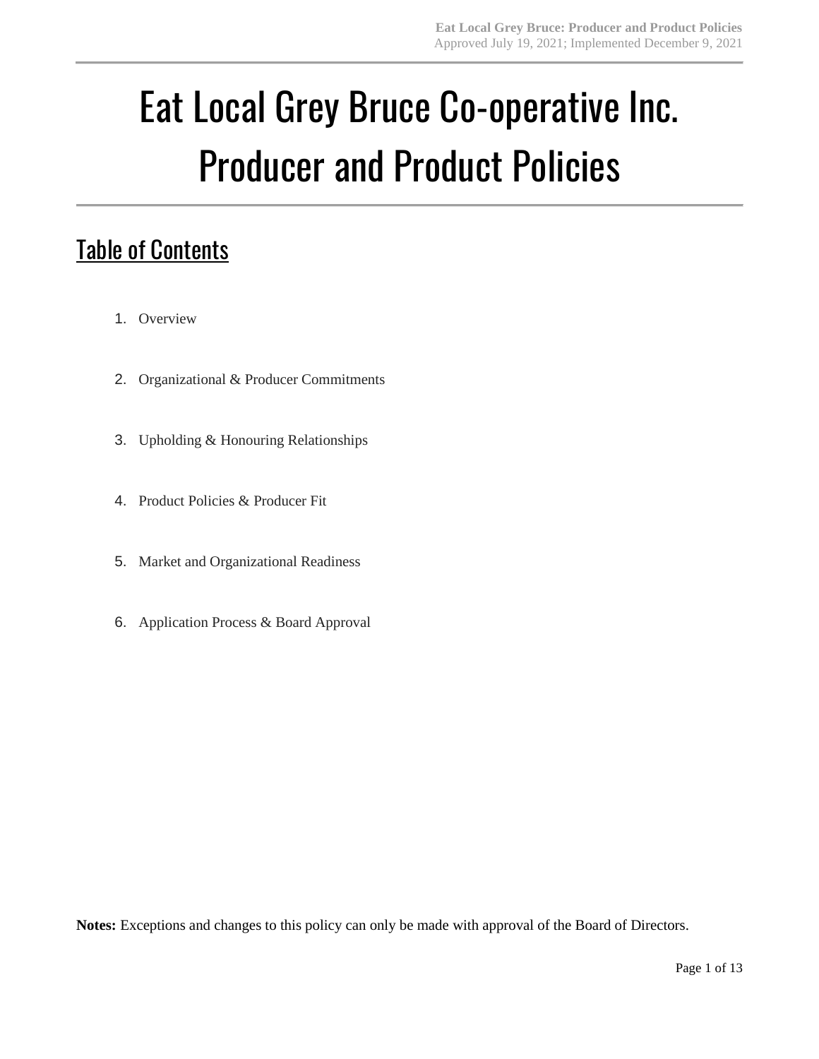# Eat Local Grey Bruce Co-operative Inc. Producer and Product Policies

## Table of Contents

1. Overview
2. Organizational & Producer Commitments
3. Upholding & Honouring Relationships
4. Product Policies & Producer Fit
5. Market and Organizational Readiness
6. Application Process & Board Approval

**Notes:** Exceptions and changes to this policy can only be made with approval of the Board of Directors.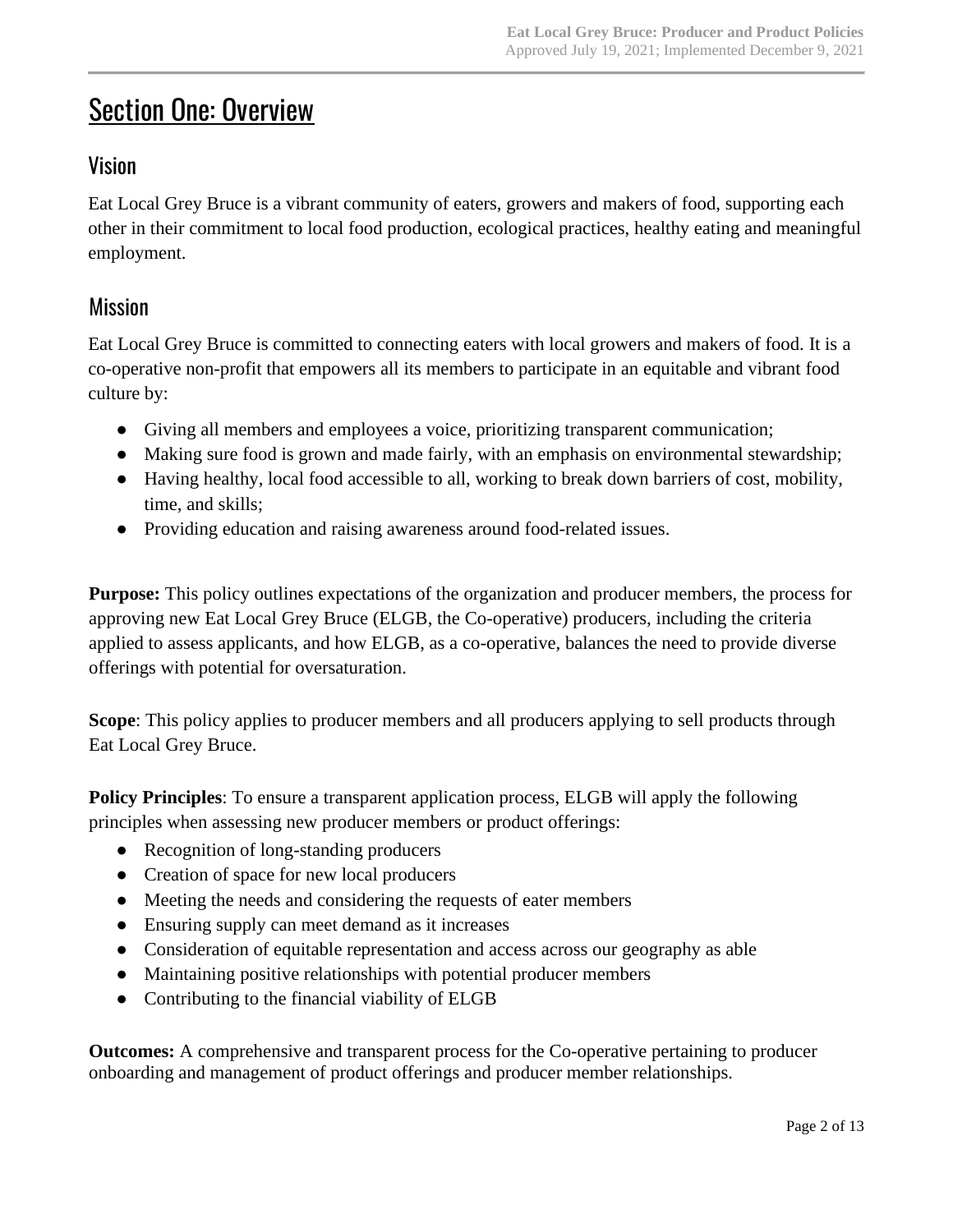# Section One: Overview

## Vision

Eat Local Grey Bruce is a vibrant community of eaters, growers and makers of food, supporting each other in their commitment to local food production, ecological practices, healthy eating and meaningful employment.

## Mission

Eat Local Grey Bruce is committed to connecting eaters with local growers and makers of food. It is a co-operative non-profit that empowers all its members to participate in an equitable and vibrant food culture by:

- Giving all members and employees a voice, prioritizing transparent communication;
- Making sure food is grown and made fairly, with an emphasis on environmental stewardship;
- Having healthy, local food accessible to all, working to break down barriers of cost, mobility, time, and skills;
- Providing education and raising awareness around food-related issues.

**Purpose:** This policy outlines expectations of the organization and producer members, the process for approving new Eat Local Grey Bruce (ELGB, the Co-operative) producers, including the criteria applied to assess applicants, and how ELGB, as a co-operative, balances the need to provide diverse offerings with potential for oversaturation.

**Scope**: This policy applies to producer members and all producers applying to sell products through Eat Local Grey Bruce.

**Policy Principles**: To ensure a transparent application process, ELGB will apply the following principles when assessing new producer members or product offerings:

- Recognition of long-standing producers
- Creation of space for new local producers
- Meeting the needs and considering the requests of eater members
- Ensuring supply can meet demand as it increases
- Consideration of equitable representation and access across our geography as able
- Maintaining positive relationships with potential producer members
- Contributing to the financial viability of ELGB

**Outcomes:** A comprehensive and transparent process for the Co-operative pertaining to producer onboarding and management of product offerings and producer member relationships.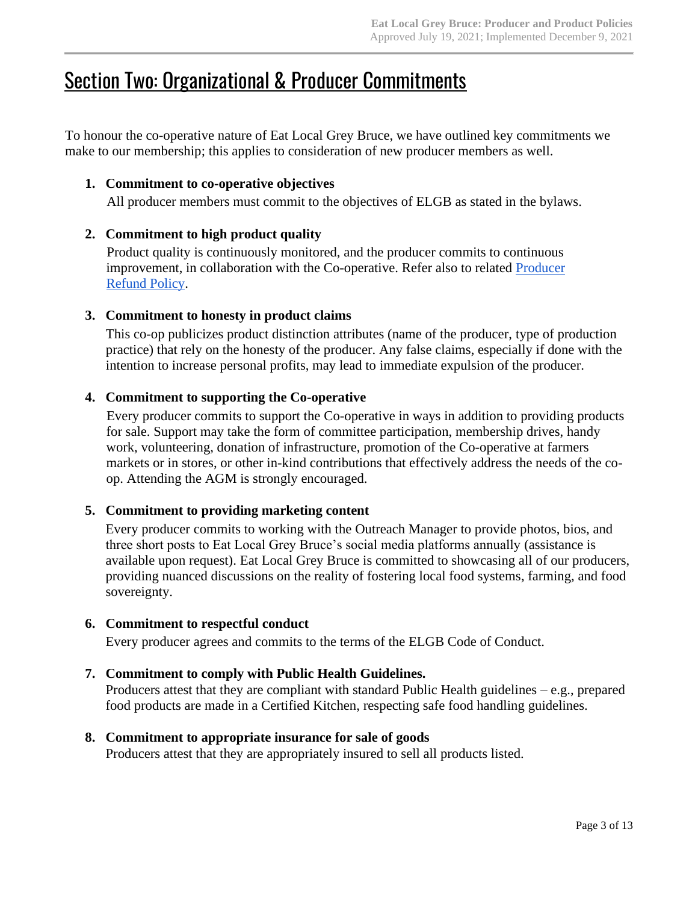# Section Two: Organizational & Producer Commitments

To honour the co-operative nature of Eat Local Grey Bruce, we have outlined key commitments we make to our membership; this applies to consideration of new producer members as well.

1. **Commitment to co-operative objectives**

   All producer members must commit to the objectives of ELGB as stated in the bylaws.

2. **Commitment to high product quality**

   Product quality is continuously monitored, and the producer commits to continuous improvement, in collaboration with the Co-operative. Refer also to related Producer Refund Policy.

3. **Commitment to honesty in product claims**

   This co-op publicizes product distinction attributes (name of the producer, type of production practice) that rely on the honesty of the producer. Any false claims, especially if done with the intention to increase personal profits, may lead to immediate expulsion of the producer.

4. **Commitment to supporting the Co-operative**

   Every producer commits to support the Co-operative in ways in addition to providing products for sale. Support may take the form of committee participation, membership drives, handy work, volunteering, donation of infrastructure, promotion of the Co-operative at farmers markets or in stores, or other in-kind contributions that effectively address the needs of the co-op. Attending the AGM is strongly encouraged.

5. **Commitment to providing marketing content**

   Every producer commits to working with the Outreach Manager to provide photos, bios, and three short posts to Eat Local Grey Bruce's social media platforms annually (assistance is available upon request). Eat Local Grey Bruce is committed to showcasing all of our producers, providing nuanced discussions on the reality of fostering local food systems, farming, and food sovereignty.

6. **Commitment to respectful conduct**

   Every producer agrees and commits to the terms of the ELGB Code of Conduct.

7. **Commitment to comply with Public Health Guidelines.**

   Producers attest that they are compliant with standard Public Health guidelines – e.g., prepared food products are made in a Certified Kitchen, respecting safe food handling guidelines.

8. **Commitment to appropriate insurance for sale of goods**

   Producers attest that they are appropriately insured to sell all products listed.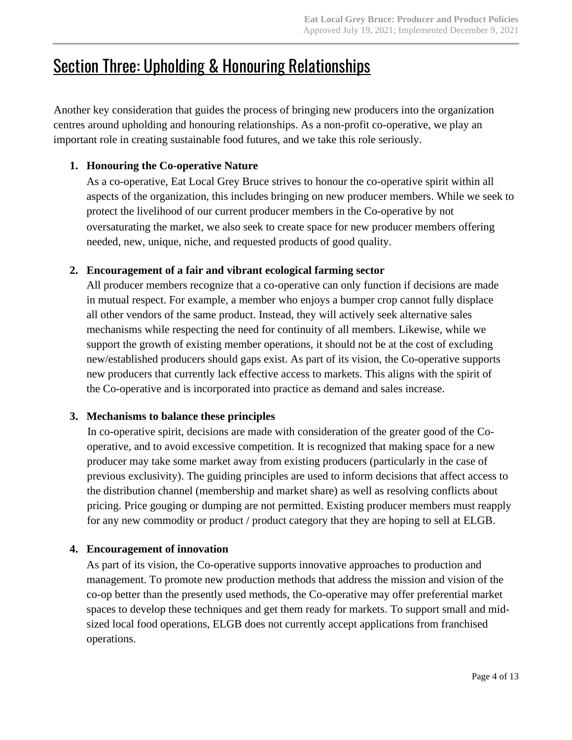# Section Three: Upholding & Honouring Relationships

Another key consideration that guides the process of bringing new producers into the organization centres around upholding and honouring relationships. As a non-profit co-operative, we play an important role in creating sustainable food futures, and we take this role seriously.

1. **Honouring the Co-operative Nature**
   As a co-operative, Eat Local Grey Bruce strives to honour the co-operative spirit within all aspects of the organization, this includes bringing on new producer members. While we seek to protect the livelihood of our current producer members in the Co-operative by not oversaturating the market, we also seek to create space for new producer members offering needed, new, unique, niche, and requested products of good quality.

2. **Encouragement of a fair and vibrant ecological farming sector**
   All producer members recognize that a co-operative can only function if decisions are made in mutual respect. For example, a member who enjoys a bumper crop cannot fully displace all other vendors of the same product. Instead, they will actively seek alternative sales mechanisms while respecting the need for continuity of all members. Likewise, while we support the growth of existing member operations, it should not be at the cost of excluding new/established producers should gaps exist. As part of its vision, the Co-operative supports new producers that currently lack effective access to markets. This aligns with the spirit of the Co-operative and is incorporated into practice as demand and sales increase.

3. **Mechanisms to balance these principles**
   In co-operative spirit, decisions are made with consideration of the greater good of the Co-operative, and to avoid excessive competition. It is recognized that making space for a new producer may take some market away from existing producers (particularly in the case of previous exclusivity). The guiding principles are used to inform decisions that affect access to the distribution channel (membership and market share) as well as resolving conflicts about pricing. Price gouging or dumping are not permitted. Existing producer members must reapply for any new commodity or product / product category that they are hoping to sell at ELGB.

4. **Encouragement of innovation**
   As part of its vision, the Co-operative supports innovative approaches to production and management. To promote new production methods that address the mission and vision of the co-op better than the presently used methods, the Co-operative may offer preferential market spaces to develop these techniques and get them ready for markets. To support small and mid-sized local food operations, ELGB does not currently accept applications from franchised operations.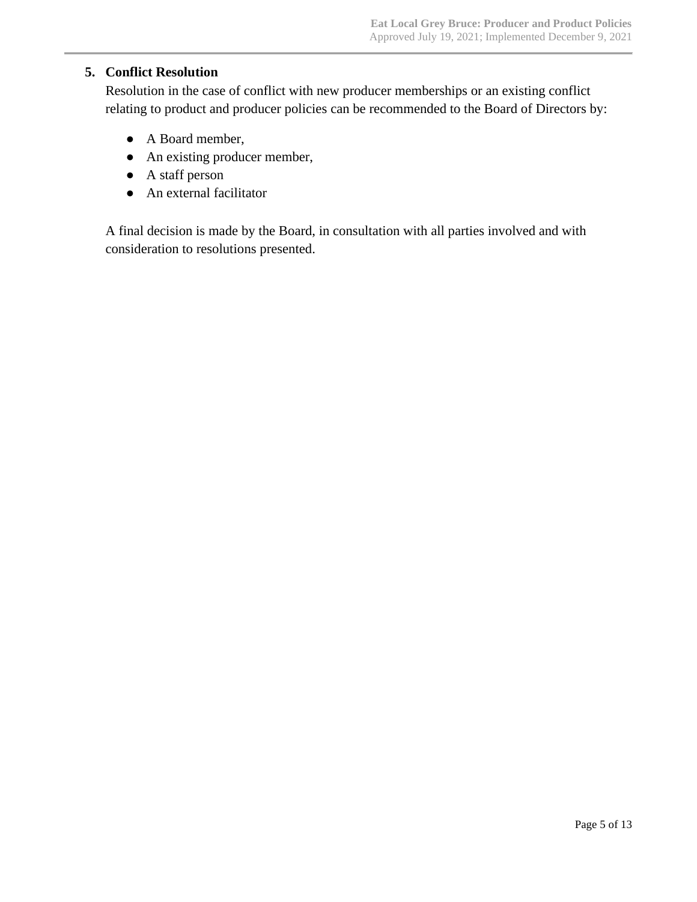## 5. Conflict Resolution

Resolution in the case of conflict with new producer memberships or an existing conflict relating to product and producer policies can be recommended to the Board of Directors by:

- A Board member,
- An existing producer member,
- A staff person
- An external facilitator

A final decision is made by the Board, in consultation with all parties involved and with consideration to resolutions presented.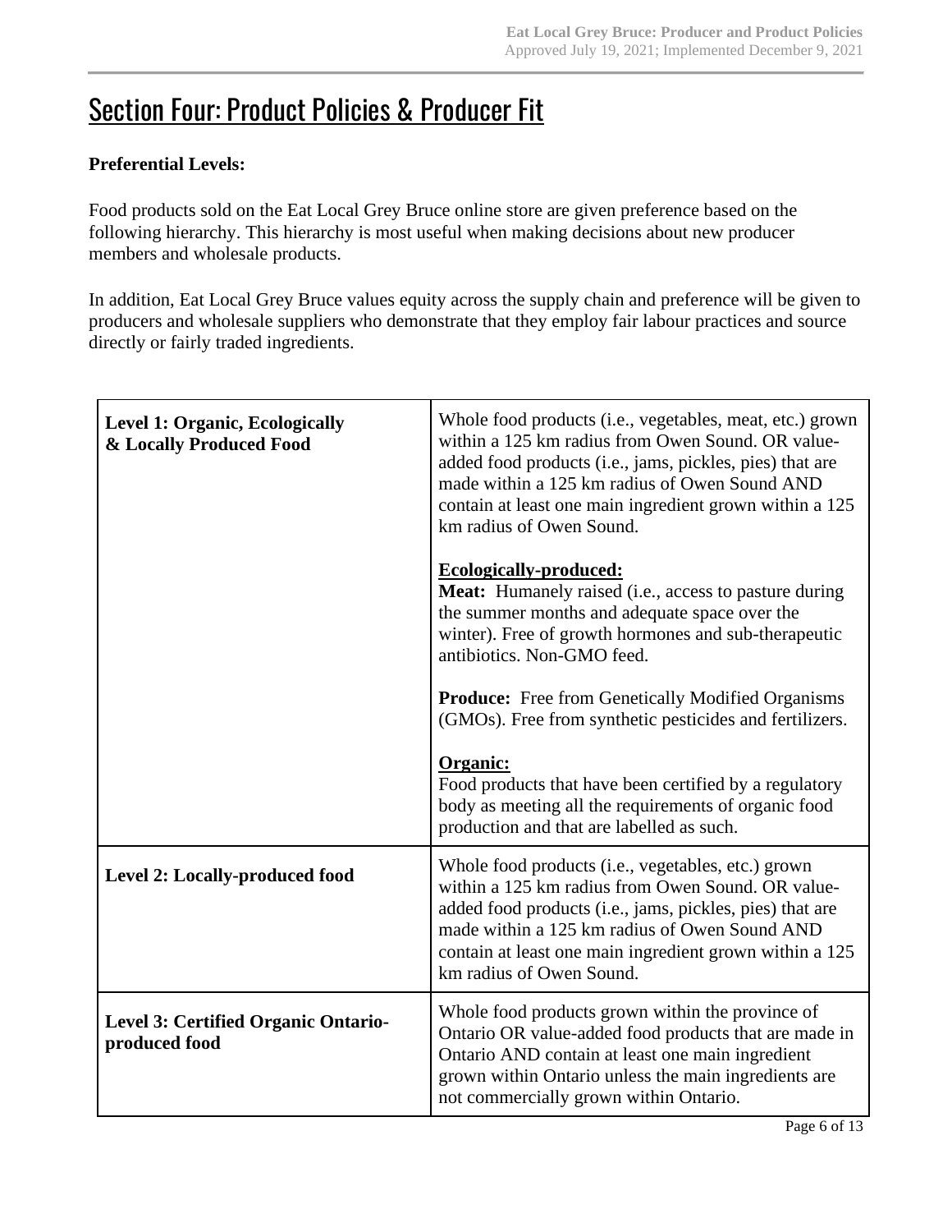# Section Four: Product Policies & Producer Fit

**Preferential Levels:**

Food products sold on the Eat Local Grey Bruce online store are given preference based on the following hierarchy. This hierarchy is most useful when making decisions about new producer members and wholesale products.

In addition, Eat Local Grey Bruce values equity across the supply chain and preference will be given to producers and wholesale suppliers who demonstrate that they employ fair labour practices and source directly or fairly traded ingredients.

| | |
|---|---|
| **Level 1: Organic, Ecologically & Locally Produced Food** | Whole food products (i.e., vegetables, meat, etc.) grown within a 125 km radius from Owen Sound. OR value-added food products (i.e., jams, pickles, pies) that are made within a 125 km radius of Owen Sound AND contain at least one main ingredient grown within a 125 km radius of Owen Sound.<br><br>**Ecologically-produced:**<br>**Meat:** Humanely raised (i.e., access to pasture during the summer months and adequate space over the winter). Free of growth hormones and sub-therapeutic antibiotics. Non-GMO feed.<br><br>**Produce:** Free from Genetically Modified Organisms (GMOs). Free from synthetic pesticides and fertilizers.<br><br>**Organic:**<br>Food products that have been certified by a regulatory body as meeting all the requirements of organic food production and that are labelled as such. |
| **Level 2: Locally-produced food** | Whole food products (i.e., vegetables, etc.) grown within a 125 km radius from Owen Sound. OR value-added food products (i.e., jams, pickles, pies) that are made within a 125 km radius of Owen Sound AND contain at least one main ingredient grown within a 125 km radius of Owen Sound. |
| **Level 3: Certified Organic Ontario-produced food** | Whole food products grown within the province of Ontario OR value-added food products that are made in Ontario AND contain at least one main ingredient grown within Ontario unless the main ingredients are not commercially grown within Ontario. |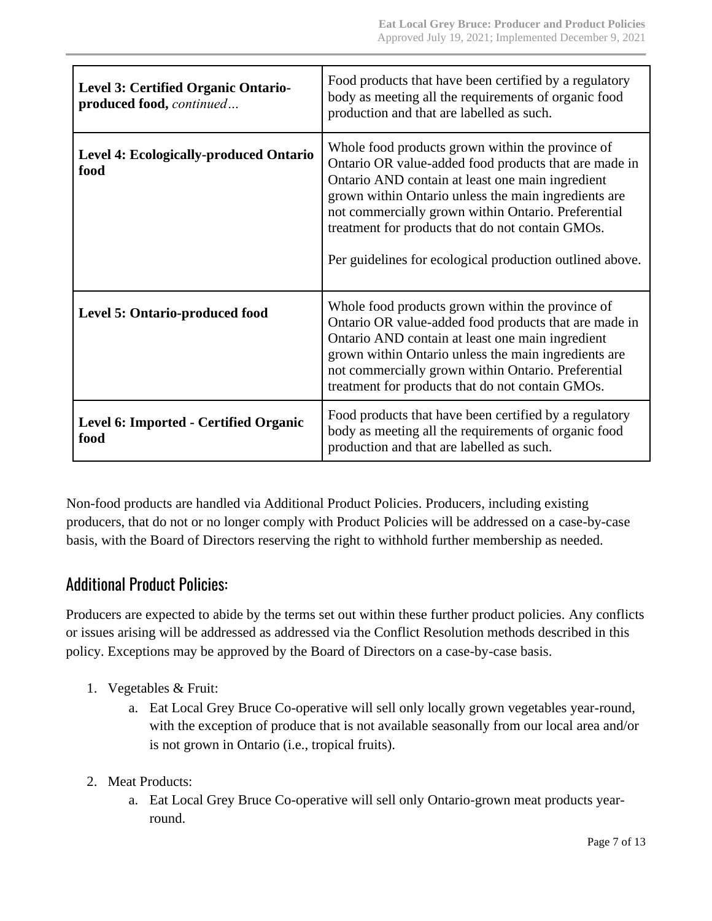| | |
|---|---|
| **Level 3: Certified Organic Ontario-produced food,** *continued…* | Food products that have been certified by a regulatory body as meeting all the requirements of organic food production and that are labelled as such. |
| **Level 4: Ecologically-produced Ontario food** | Whole food products grown within the province of Ontario OR value-added food products that are made in Ontario AND contain at least one main ingredient grown within Ontario unless the main ingredients are not commercially grown within Ontario. Preferential treatment for products that do not contain GMOs.<br><br>Per guidelines for ecological production outlined above. |
| **Level 5: Ontario-produced food** | Whole food products grown within the province of Ontario OR value-added food products that are made in Ontario AND contain at least one main ingredient grown within Ontario unless the main ingredients are not commercially grown within Ontario. Preferential treatment for products that do not contain GMOs. |
| **Level 6: Imported - Certified Organic food** | Food products that have been certified by a regulatory body as meeting all the requirements of organic food production and that are labelled as such. |

Non-food products are handled via Additional Product Policies. Producers, including existing producers, that do not or no longer comply with Product Policies will be addressed on a case-by-case basis, with the Board of Directors reserving the right to withhold further membership as needed.

## Additional Product Policies:

Producers are expected to abide by the terms set out within these further product policies. Any conflicts or issues arising will be addressed as addressed via the Conflict Resolution methods described in this policy. Exceptions may be approved by the Board of Directors on a case-by-case basis.

1. Vegetables & Fruit:
    a. Eat Local Grey Bruce Co-operative will sell only locally grown vegetables year-round, with the exception of produce that is not available seasonally from our local area and/or is not grown in Ontario (i.e., tropical fruits).

2. Meat Products:
    a. Eat Local Grey Bruce Co-operative will sell only Ontario-grown meat products year-round.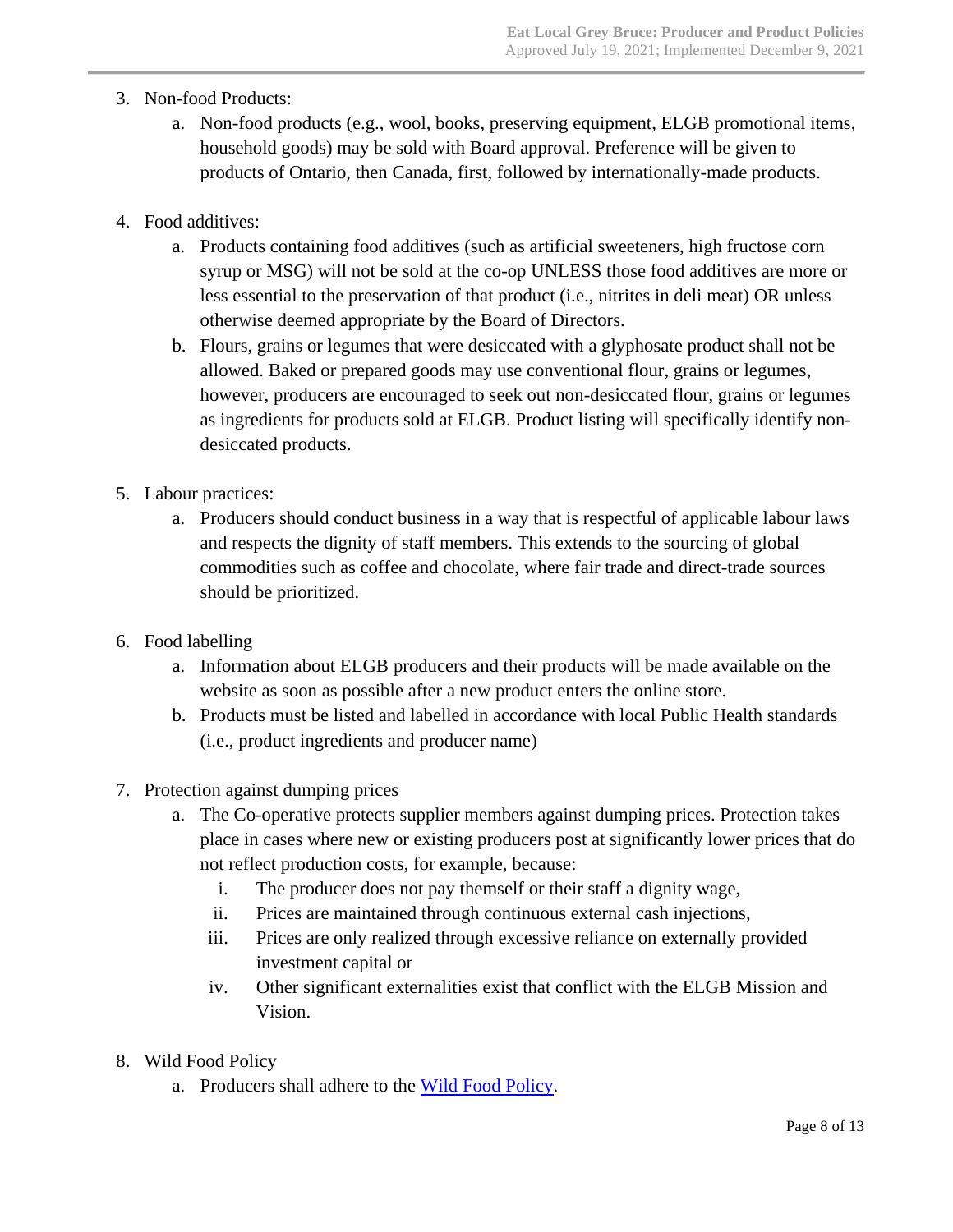3. Non-food Products:
    a. Non-food products (e.g., wool, books, preserving equipment, ELGB promotional items, household goods) may be sold with Board approval. Preference will be given to products of Ontario, then Canada, first, followed by internationally-made products.

4. Food additives:
    a. Products containing food additives (such as artificial sweeteners, high fructose corn syrup or MSG) will not be sold at the co-op UNLESS those food additives are more or less essential to the preservation of that product (i.e., nitrites in deli meat) OR unless otherwise deemed appropriate by the Board of Directors.
    b. Flours, grains or legumes that were desiccated with a glyphosate product shall not be allowed. Baked or prepared goods may use conventional flour, grains or legumes, however, producers are encouraged to seek out non-desiccated flour, grains or legumes as ingredients for products sold at ELGB. Product listing will specifically identify non-desiccated products.

5. Labour practices:
    a. Producers should conduct business in a way that is respectful of applicable labour laws and respects the dignity of staff members. This extends to the sourcing of global commodities such as coffee and chocolate, where fair trade and direct-trade sources should be prioritized.

6. Food labelling
    a. Information about ELGB producers and their products will be made available on the website as soon as possible after a new product enters the online store.
    b. Products must be listed and labelled in accordance with local Public Health standards (i.e., product ingredients and producer name)

7. Protection against dumping prices
    a. The Co-operative protects supplier members against dumping prices. Protection takes place in cases where new or existing producers post at significantly lower prices that do not reflect production costs, for example, because:
        i. The producer does not pay themself or their staff a dignity wage,
        ii. Prices are maintained through continuous external cash injections,
        iii. Prices are only realized through excessive reliance on externally provided investment capital or
        iv. Other significant externalities exist that conflict with the ELGB Mission and Vision.

8. Wild Food Policy
    a. Producers shall adhere to the [Wild Food Policy](#).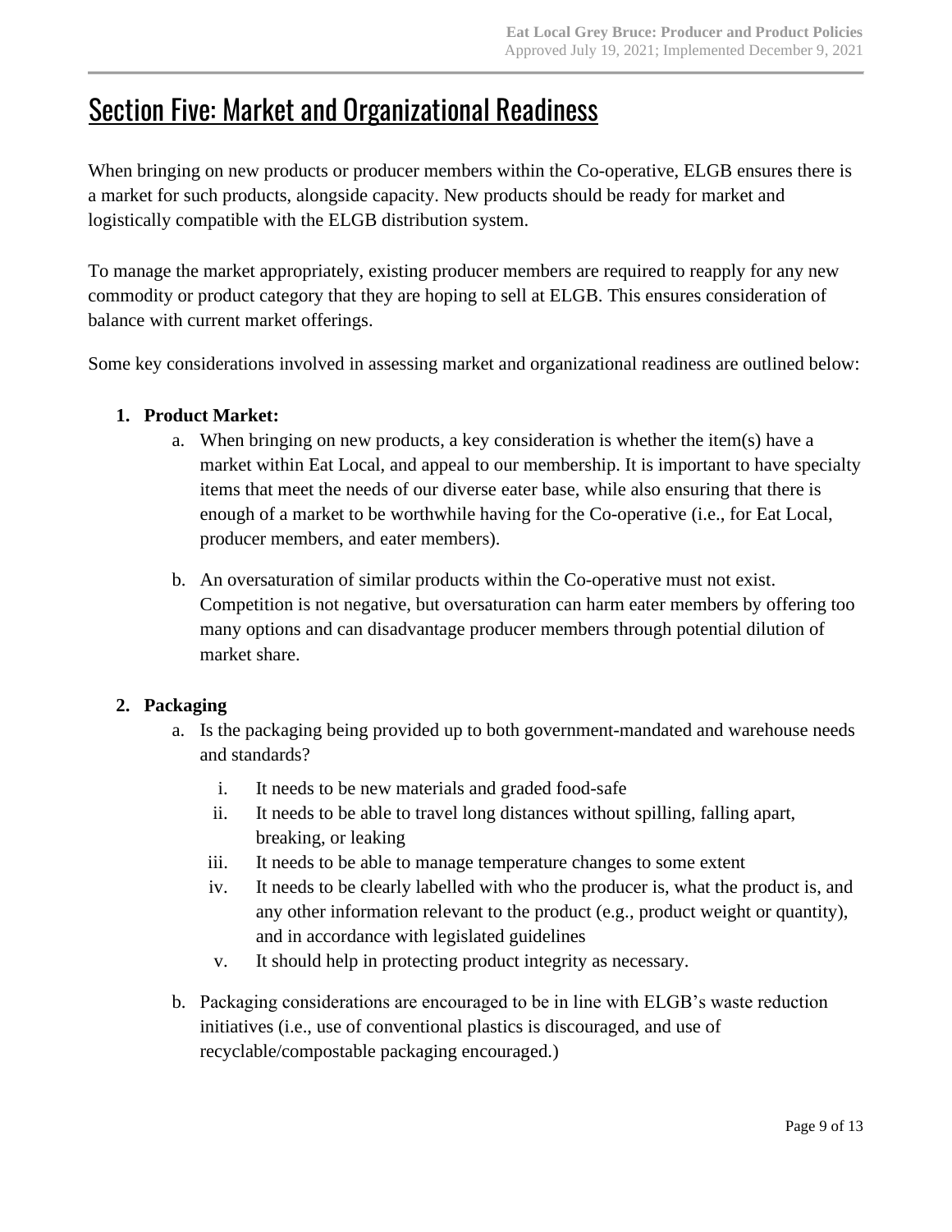## Section Five: Market and Organizational Readiness

When bringing on new products or producer members within the Co-operative, ELGB ensures there is a market for such products, alongside capacity. New products should be ready for market and logistically compatible with the ELGB distribution system.

To manage the market appropriately, existing producer members are required to reapply for any new commodity or product category that they are hoping to sell at ELGB. This ensures consideration of balance with current market offerings.

Some key considerations involved in assessing market and organizational readiness are outlined below:

1. **Product Market:**
   a. When bringing on new products, a key consideration is whether the item(s) have a market within Eat Local, and appeal to our membership. It is important to have specialty items that meet the needs of our diverse eater base, while also ensuring that there is enough of a market to be worthwhile having for the Co-operative (i.e., for Eat Local, producer members, and eater members).

   b. An oversaturation of similar products within the Co-operative must not exist. Competition is not negative, but oversaturation can harm eater members by offering too many options and can disadvantage producer members through potential dilution of market share.

2. **Packaging**
   a. Is the packaging being provided up to both government-mandated and warehouse needs and standards?
      i. It needs to be new materials and graded food-safe
      ii. It needs to be able to travel long distances without spilling, falling apart, breaking, or leaking
      iii. It needs to be able to manage temperature changes to some extent
      iv. It needs to be clearly labelled with who the producer is, what the product is, and any other information relevant to the product (e.g., product weight or quantity), and in accordance with legislated guidelines
      v. It should help in protecting product integrity as necessary.

   b. Packaging considerations are encouraged to be in line with ELGB's waste reduction initiatives (i.e., use of conventional plastics is discouraged, and use of recyclable/compostable packaging encouraged.)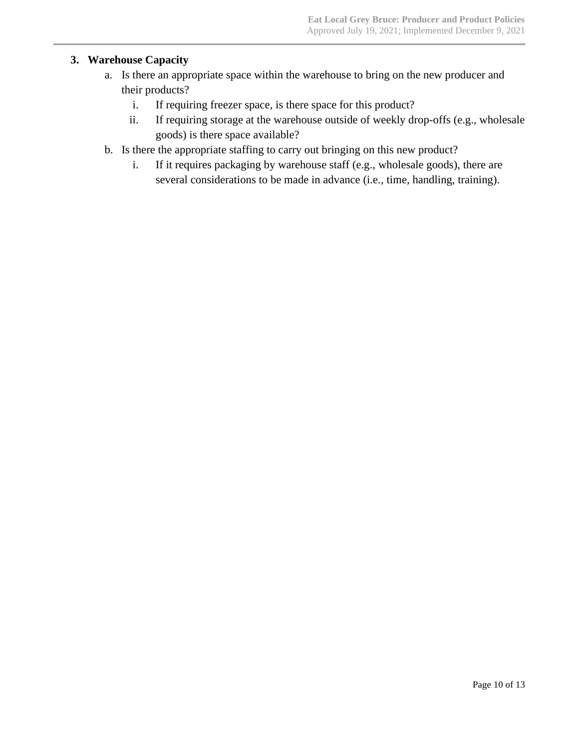3. **Warehouse Capacity**
    a. Is there an appropriate space within the warehouse to bring on the new producer and their products?
        i. If requiring freezer space, is there space for this product?
        ii. If requiring storage at the warehouse outside of weekly drop-offs (e.g., wholesale goods) is there space available?
    b. Is there the appropriate staffing to carry out bringing on this new product?
        i. If it requires packaging by warehouse staff (e.g., wholesale goods), there are several considerations to be made in advance (i.e., time, handling, training).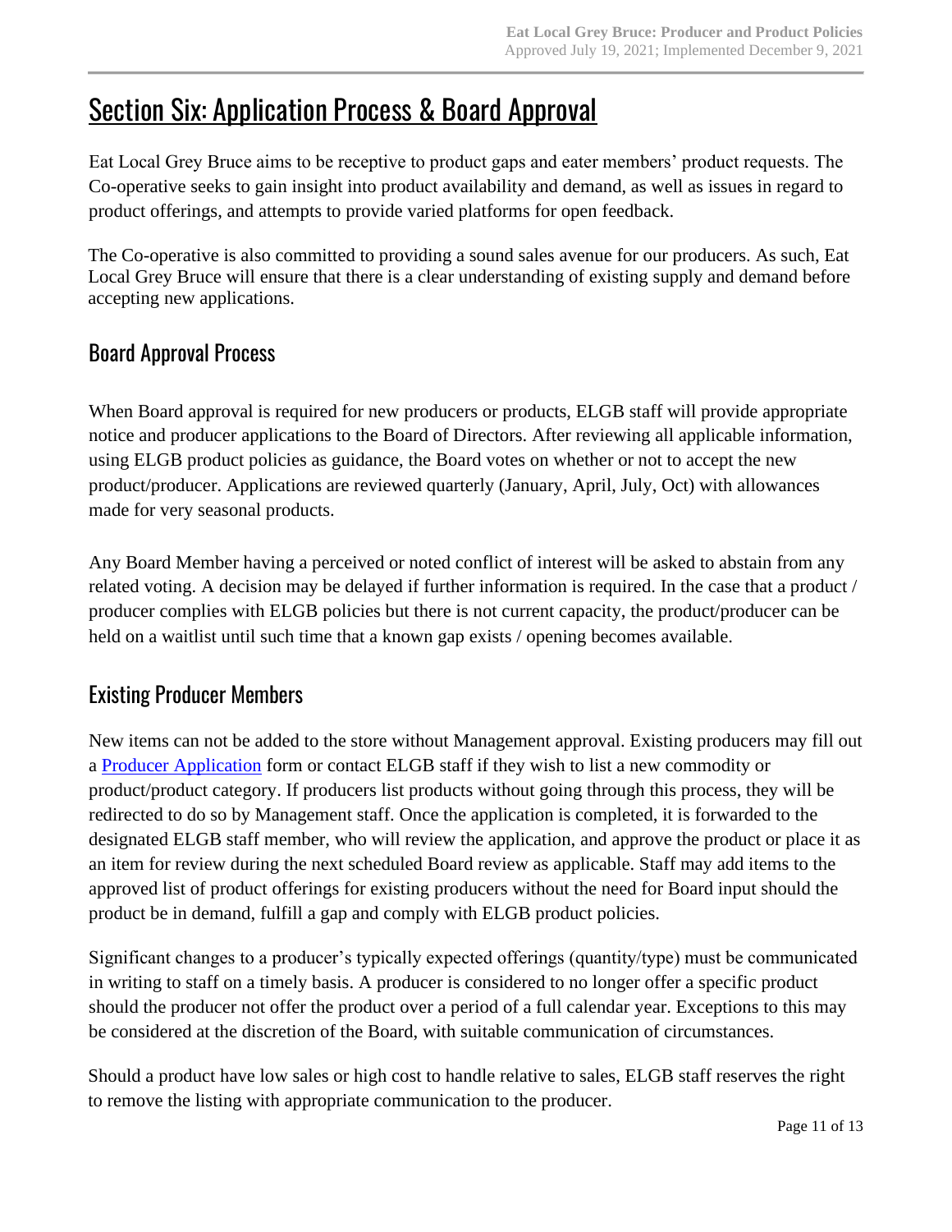# Section Six: Application Process & Board Approval

Eat Local Grey Bruce aims to be receptive to product gaps and eater members' product requests. The Co-operative seeks to gain insight into product availability and demand, as well as issues in regard to product offerings, and attempts to provide varied platforms for open feedback.

The Co-operative is also committed to providing a sound sales avenue for our producers. As such, Eat Local Grey Bruce will ensure that there is a clear understanding of existing supply and demand before accepting new applications.

## Board Approval Process

When Board approval is required for new producers or products, ELGB staff will provide appropriate notice and producer applications to the Board of Directors. After reviewing all applicable information, using ELGB product policies as guidance, the Board votes on whether or not to accept the new product/producer. Applications are reviewed quarterly (January, April, July, Oct) with allowances made for very seasonal products.

Any Board Member having a perceived or noted conflict of interest will be asked to abstain from any related voting. A decision may be delayed if further information is required. In the case that a product / producer complies with ELGB policies but there is not current capacity, the product/producer can be held on a waitlist until such time that a known gap exists / opening becomes available.

## Existing Producer Members

New items can not be added to the store without Management approval. Existing producers may fill out a Producer Application form or contact ELGB staff if they wish to list a new commodity or product/product category. If producers list products without going through this process, they will be redirected to do so by Management staff. Once the application is completed, it is forwarded to the designated ELGB staff member, who will review the application, and approve the product or place it as an item for review during the next scheduled Board review as applicable. Staff may add items to the approved list of product offerings for existing producers without the need for Board input should the product be in demand, fulfill a gap and comply with ELGB product policies.

Significant changes to a producer's typically expected offerings (quantity/type) must be communicated in writing to staff on a timely basis. A producer is considered to no longer offer a specific product should the producer not offer the product over a period of a full calendar year. Exceptions to this may be considered at the discretion of the Board, with suitable communication of circumstances.

Should a product have low sales or high cost to handle relative to sales, ELGB staff reserves the right to remove the listing with appropriate communication to the producer.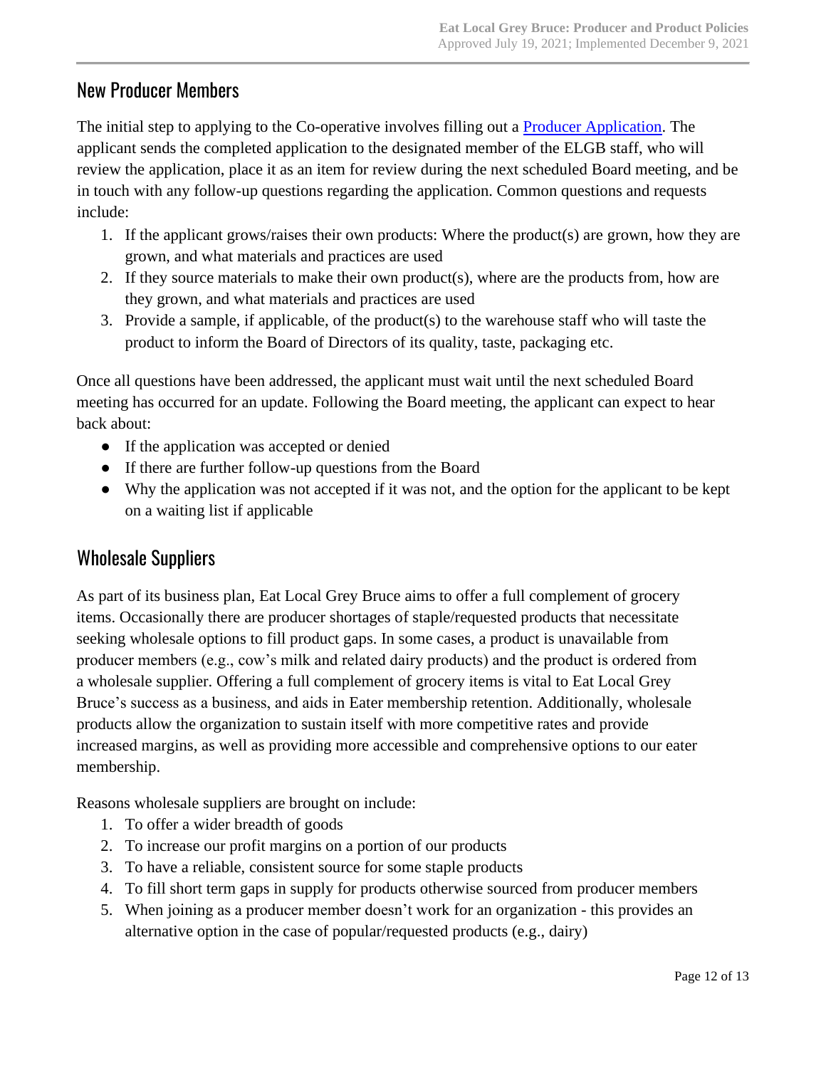## New Producer Members

The initial step to applying to the Co-operative involves filling out a [Producer Application]. The applicant sends the completed application to the designated member of the ELGB staff, who will review the application, place it as an item for review during the next scheduled Board meeting, and be in touch with any follow-up questions regarding the application. Common questions and requests include:

1. If the applicant grows/raises their own products: Where the product(s) are grown, how they are grown, and what materials and practices are used
2. If they source materials to make their own product(s), where are the products from, how are they grown, and what materials and practices are used
3. Provide a sample, if applicable, of the product(s) to the warehouse staff who will taste the product to inform the Board of Directors of its quality, taste, packaging etc.

Once all questions have been addressed, the applicant must wait until the next scheduled Board meeting has occurred for an update. Following the Board meeting, the applicant can expect to hear back about:

- If the application was accepted or denied
- If there are further follow-up questions from the Board
- Why the application was not accepted if it was not, and the option for the applicant to be kept on a waiting list if applicable

## Wholesale Suppliers

As part of its business plan, Eat Local Grey Bruce aims to offer a full complement of grocery items. Occasionally there are producer shortages of staple/requested products that necessitate seeking wholesale options to fill product gaps. In some cases, a product is unavailable from producer members (e.g., cow's milk and related dairy products) and the product is ordered from a wholesale supplier. Offering a full complement of grocery items is vital to Eat Local Grey Bruce's success as a business, and aids in Eater membership retention. Additionally, wholesale products allow the organization to sustain itself with more competitive rates and provide increased margins, as well as providing more accessible and comprehensive options to our eater membership.

Reasons wholesale suppliers are brought on include:

1. To offer a wider breadth of goods
2. To increase our profit margins on a portion of our products
3. To have a reliable, consistent source for some staple products
4. To fill short term gaps in supply for products otherwise sourced from producer members
5. When joining as a producer member doesn't work for an organization - this provides an alternative option in the case of popular/requested products (e.g., dairy)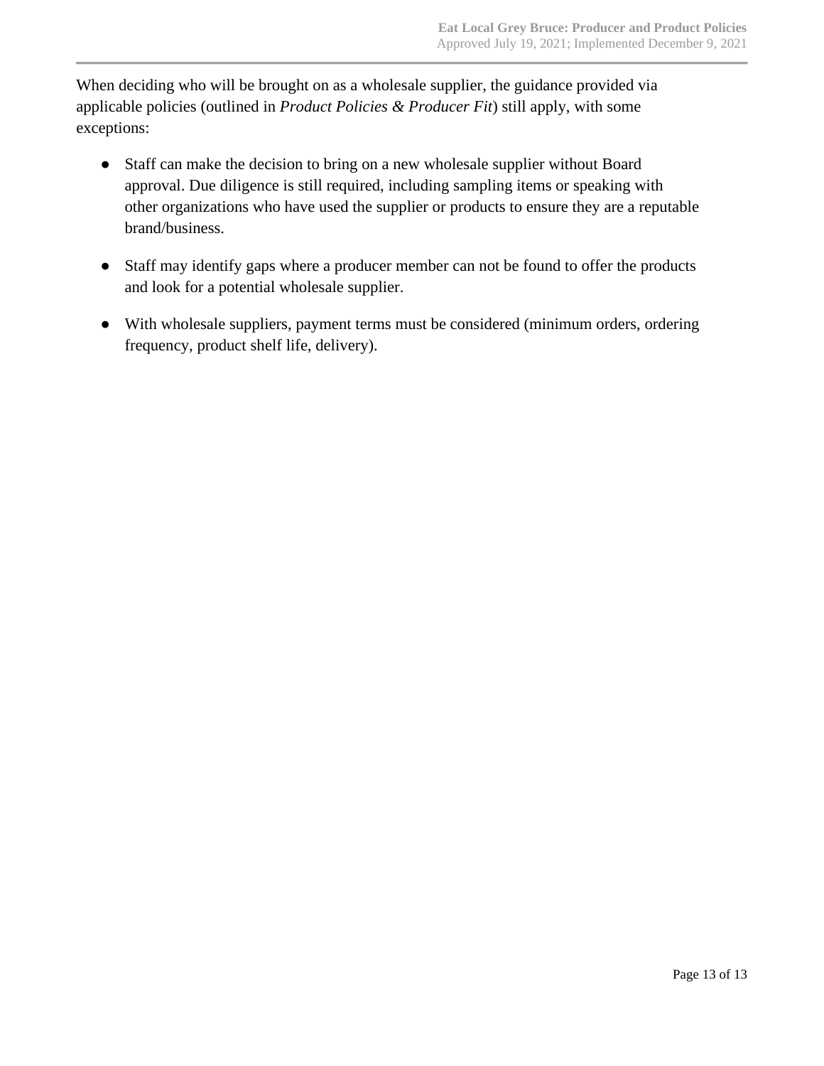When deciding who will be brought on as a wholesale supplier, the guidance provided via applicable policies (outlined in *Product Policies & Producer Fit*) still apply, with some exceptions:

- Staff can make the decision to bring on a new wholesale supplier without Board approval. Due diligence is still required, including sampling items or speaking with other organizations who have used the supplier or products to ensure they are a reputable brand/business.

- Staff may identify gaps where a producer member can not be found to offer the products and look for a potential wholesale supplier.

- With wholesale suppliers, payment terms must be considered (minimum orders, ordering frequency, product shelf life, delivery).